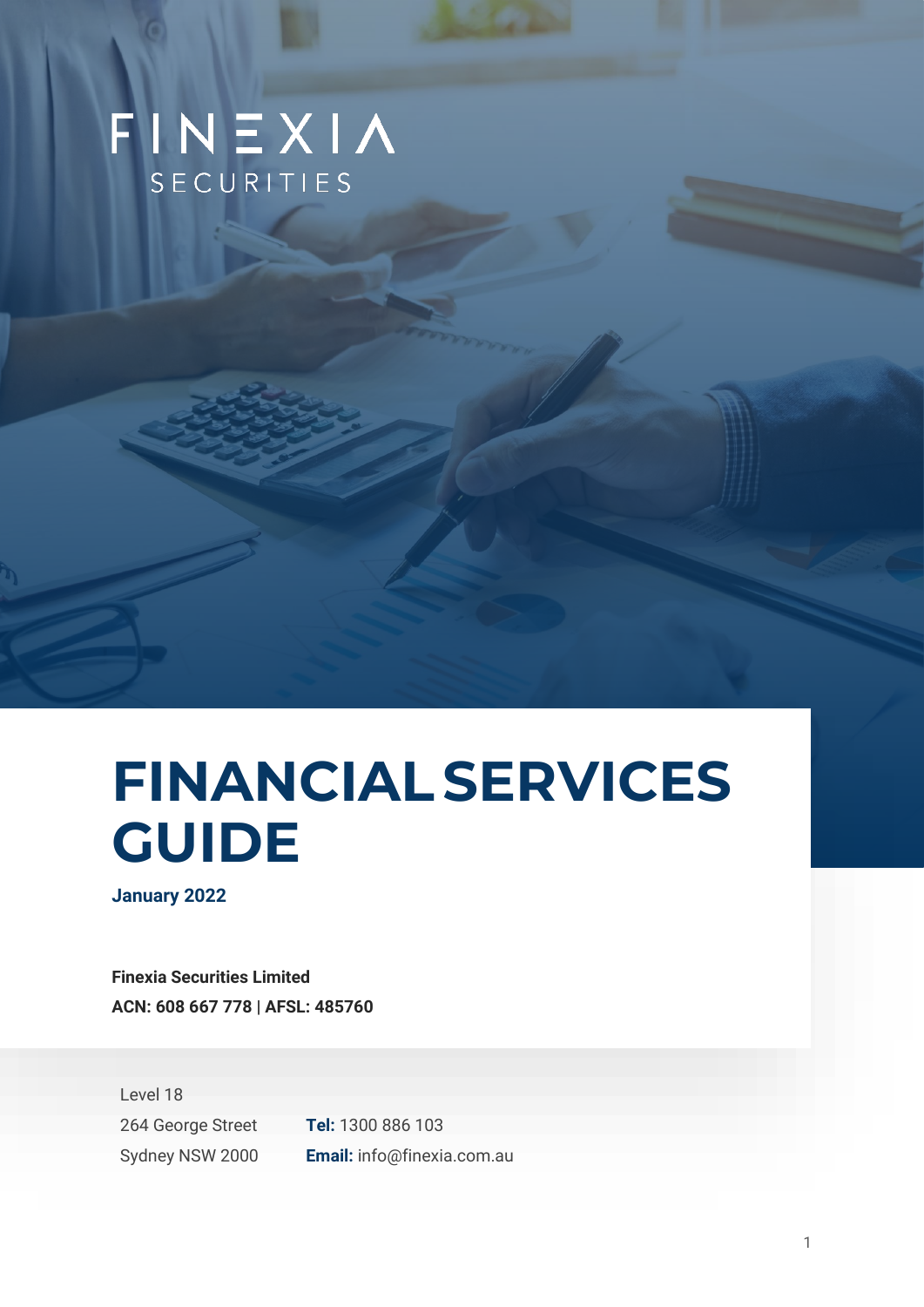FINEXIA

SECURITIES

# FINANCIAL SERVICES GUIDE

**January 2022**

**Finexia Securities Limited**

**ACN: 608 667 778 | AFSL: 485760**

Level 18
264 George Street
Sydney NSW 2000

**Tel:** 1300 886 103
**Email:** info@finexia.com.au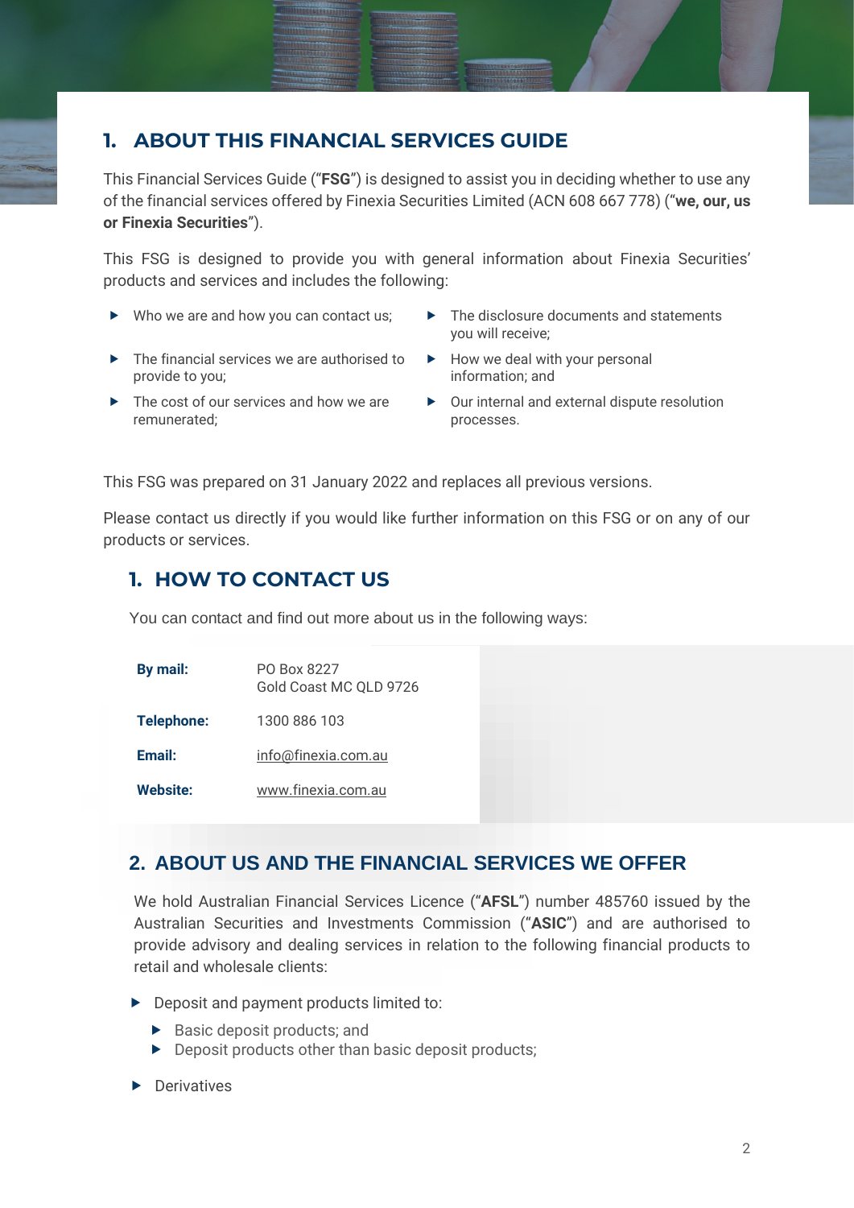## 1. ABOUT THIS FINANCIAL SERVICES GUIDE

This Financial Services Guide ("**FSG**") is designed to assist you in deciding whether to use any of the financial services offered by Finexia Securities Limited (ACN 608 667 778) ("**we, our, us or Finexia Securities**").

This FSG is designed to provide you with general information about Finexia Securities' products and services and includes the following:

- Who we are and how you can contact us;
- The financial services we are authorised to provide to you;
- The cost of our services and how we are remunerated;
- The disclosure documents and statements you will receive;
- How we deal with your personal information; and
- Our internal and external dispute resolution processes.

This FSG was prepared on 31 January 2022 and replaces all previous versions.

Please contact us directly if you would like further information on this FSG or on any of our products or services.

## 1. HOW TO CONTACT US

You can contact and find out more about us in the following ways:

| | |
|---|---|
| **By mail:** | PO Box 8227<br>Gold Coast MC QLD 9726 |
| **Telephone:** | 1300 886 103 |
| **Email:** | info@finexia.com.au |
| **Website:** | www.finexia.com.au |

## 2. ABOUT US AND THE FINANCIAL SERVICES WE OFFER

We hold Australian Financial Services Licence ("**AFSL**") number 485760 issued by the Australian Securities and Investments Commission ("**ASIC**") and are authorised to provide advisory and dealing services in relation to the following financial products to retail and wholesale clients:

- Deposit and payment products limited to:
  - Basic deposit products; and
  - Deposit products other than basic deposit products;
- Derivatives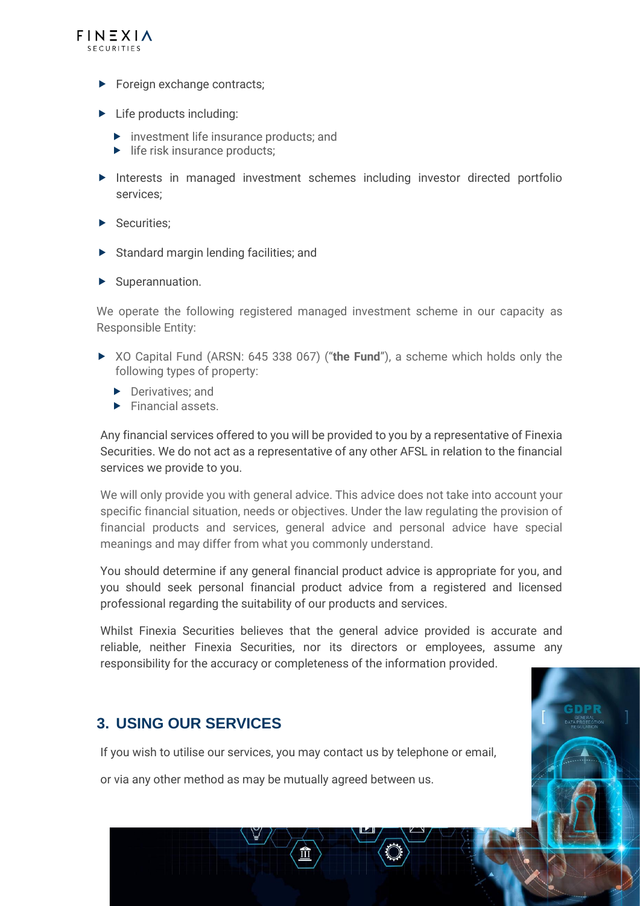- Foreign exchange contracts;
- Life products including:
  - investment life insurance products; and
  - life risk insurance products;
- Interests in managed investment schemes including investor directed portfolio services;
- Securities;
- Standard margin lending facilities; and
- Superannuation.

We operate the following registered managed investment scheme in our capacity as Responsible Entity:

- XO Capital Fund (ARSN: 645 338 067) ("**the Fund**"), a scheme which holds only the following types of property:
  - Derivatives; and
  - Financial assets.

Any financial services offered to you will be provided to you by a representative of Finexia Securities. We do not act as a representative of any other AFSL in relation to the financial services we provide to you.

We will only provide you with general advice. This advice does not take into account your specific financial situation, needs or objectives. Under the law regulating the provision of financial products and services, general advice and personal advice have special meanings and may differ from what you commonly understand.

You should determine if any general financial product advice is appropriate for you, and you should seek personal financial product advice from a registered and licensed professional regarding the suitability of our products and services.

Whilst Finexia Securities believes that the general advice provided is accurate and reliable, neither Finexia Securities, nor its directors or employees, assume any responsibility for the accuracy or completeness of the information provided.

## 3. USING OUR SERVICES

If you wish to utilise our services, you may contact us by telephone or email,

or via any other method as may be mutually agreed between us.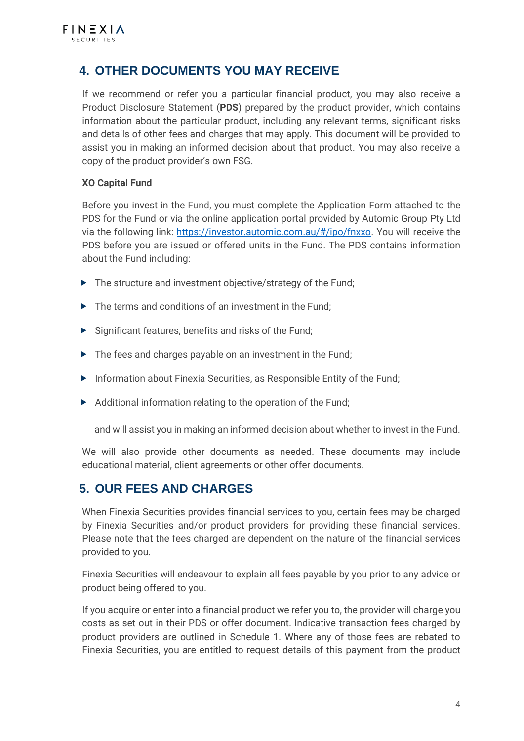## 4. OTHER DOCUMENTS YOU MAY RECEIVE

If we recommend or refer you a particular financial product, you may also receive a Product Disclosure Statement (**PDS**) prepared by the product provider, which contains information about the particular product, including any relevant terms, significant risks and details of other fees and charges that may apply. This document will be provided to assist you in making an informed decision about that product. You may also receive a copy of the product provider's own FSG.

**XO Capital Fund**

Before you invest in the Fund, you must complete the Application Form attached to the PDS for the Fund or via the online application portal provided by Automic Group Pty Ltd via the following link: [https://investor.automic.com.au/#/ipo/fnxxo](https://investor.automic.com.au/#/ipo/fnxxo). You will receive the PDS before you are issued or offered units in the Fund. The PDS contains information about the Fund including:

- The structure and investment objective/strategy of the Fund;
- The terms and conditions of an investment in the Fund;
- Significant features, benefits and risks of the Fund;
- The fees and charges payable on an investment in the Fund;
- Information about Finexia Securities, as Responsible Entity of the Fund;
- Additional information relating to the operation of the Fund;

and will assist you in making an informed decision about whether to invest in the Fund.

We will also provide other documents as needed. These documents may include educational material, client agreements or other offer documents.

## 5. OUR FEES AND CHARGES

When Finexia Securities provides financial services to you, certain fees may be charged by Finexia Securities and/or product providers for providing these financial services. Please note that the fees charged are dependent on the nature of the financial services provided to you.

Finexia Securities will endeavour to explain all fees payable by you prior to any advice or product being offered to you.

If you acquire or enter into a financial product we refer you to, the provider will charge you costs as set out in their PDS or offer document. Indicative transaction fees charged by product providers are outlined in Schedule 1. Where any of those fees are rebated to Finexia Securities, you are entitled to request details of this payment from the product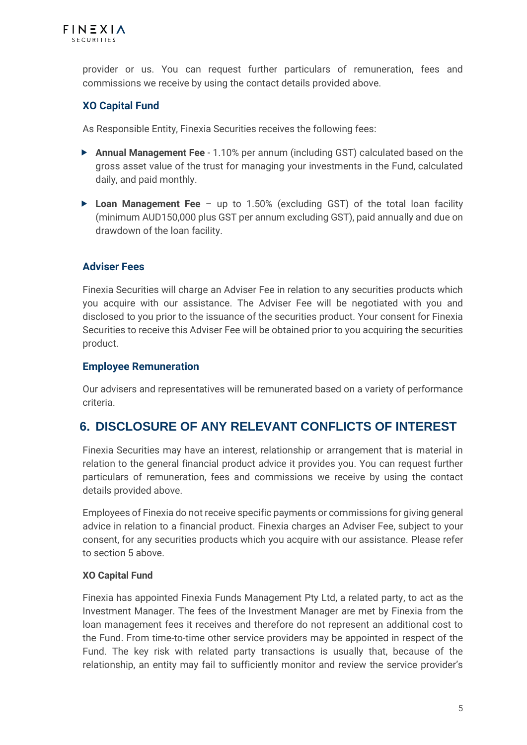provider or us. You can request further particulars of remuneration, fees and commissions we receive by using the contact details provided above.

### XO Capital Fund

As Responsible Entity, Finexia Securities receives the following fees:

- **Annual Management Fee** - 1.10% per annum (including GST) calculated based on the gross asset value of the trust for managing your investments in the Fund, calculated daily, and paid monthly.
- **Loan Management Fee** – up to 1.50% (excluding GST) of the total loan facility (minimum AUD150,000 plus GST per annum excluding GST), paid annually and due on drawdown of the loan facility.

### Adviser Fees

Finexia Securities will charge an Adviser Fee in relation to any securities products which you acquire with our assistance. The Adviser Fee will be negotiated with you and disclosed to you prior to the issuance of the securities product. Your consent for Finexia Securities to receive this Adviser Fee will be obtained prior to you acquiring the securities product.

### Employee Remuneration

Our advisers and representatives will be remunerated based on a variety of performance criteria.

## 6. DISCLOSURE OF ANY RELEVANT CONFLICTS OF INTEREST

Finexia Securities may have an interest, relationship or arrangement that is material in relation to the general financial product advice it provides you. You can request further particulars of remuneration, fees and commissions we receive by using the contact details provided above.

Employees of Finexia do not receive specific payments or commissions for giving general advice in relation to a financial product. Finexia charges an Adviser Fee, subject to your consent, for any securities products which you acquire with our assistance. Please refer to section 5 above.

**XO Capital Fund**

Finexia has appointed Finexia Funds Management Pty Ltd, a related party, to act as the Investment Manager. The fees of the Investment Manager are met by Finexia from the loan management fees it receives and therefore do not represent an additional cost to the Fund. From time-to-time other service providers may be appointed in respect of the Fund. The key risk with related party transactions is usually that, because of the relationship, an entity may fail to sufficiently monitor and review the service provider's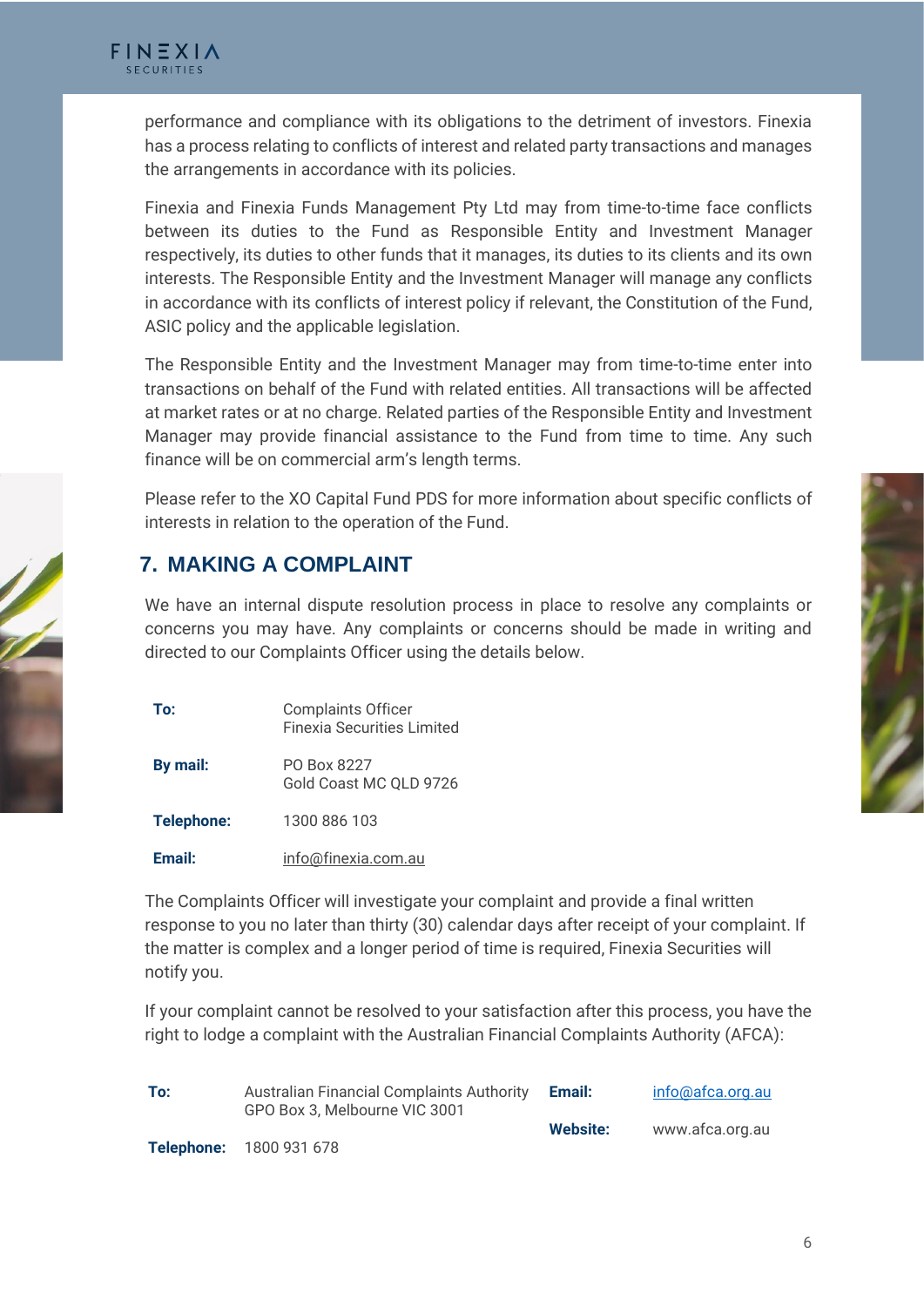performance and compliance with its obligations to the detriment of investors. Finexia has a process relating to conflicts of interest and related party transactions and manages the arrangements in accordance with its policies.

Finexia and Finexia Funds Management Pty Ltd may from time-to-time face conflicts between its duties to the Fund as Responsible Entity and Investment Manager respectively, its duties to other funds that it manages, its duties to its clients and its own interests. The Responsible Entity and the Investment Manager will manage any conflicts in accordance with its conflicts of interest policy if relevant, the Constitution of the Fund, ASIC policy and the applicable legislation.

The Responsible Entity and the Investment Manager may from time-to-time enter into transactions on behalf of the Fund with related entities. All transactions will be affected at market rates or at no charge. Related parties of the Responsible Entity and Investment Manager may provide financial assistance to the Fund from time to time. Any such finance will be on commercial arm's length terms.

Please refer to the XO Capital Fund PDS for more information about specific conflicts of interests in relation to the operation of the Fund.

## 7. MAKING A COMPLAINT

We have an internal dispute resolution process in place to resolve any complaints or concerns you may have. Any complaints or concerns should be made in writing and directed to our Complaints Officer using the details below.

| | |
|---|---|
| **To:** | Complaints Officer<br>Finexia Securities Limited |
| **By mail:** | PO Box 8227<br>Gold Coast MC QLD 9726 |
| **Telephone:** | 1300 886 103 |
| **Email:** | info@finexia.com.au |

The Complaints Officer will investigate your complaint and provide a final written response to you no later than thirty (30) calendar days after receipt of your complaint. If the matter is complex and a longer period of time is required, Finexia Securities will notify you.

If your complaint cannot be resolved to your satisfaction after this process, you have the right to lodge a complaint with the Australian Financial Complaints Authority (AFCA):

| | | | |
|---|---|---|---|
| **To:** | Australian Financial Complaints Authority<br>GPO Box 3, Melbourne VIC 3001 | **Email:** | info@afca.org.au |
| **Telephone:** | 1800 931 678 | **Website:** | www.afca.org.au |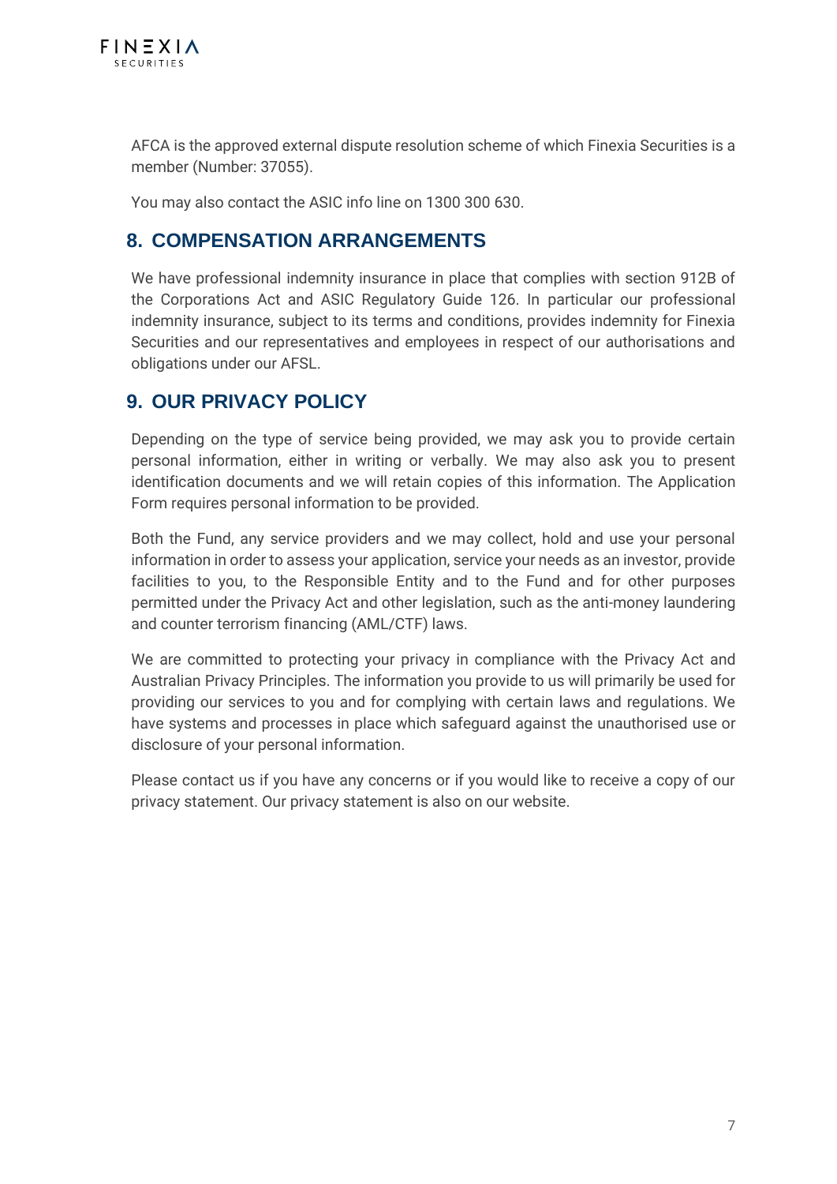AFCA is the approved external dispute resolution scheme of which Finexia Securities is a member (Number: 37055).

You may also contact the ASIC info line on 1300 300 630.

## 8. COMPENSATION ARRANGEMENTS

We have professional indemnity insurance in place that complies with section 912B of the Corporations Act and ASIC Regulatory Guide 126. In particular our professional indemnity insurance, subject to its terms and conditions, provides indemnity for Finexia Securities and our representatives and employees in respect of our authorisations and obligations under our AFSL.

## 9. OUR PRIVACY POLICY

Depending on the type of service being provided, we may ask you to provide certain personal information, either in writing or verbally. We may also ask you to present identification documents and we will retain copies of this information. The Application Form requires personal information to be provided.

Both the Fund, any service providers and we may collect, hold and use your personal information in order to assess your application, service your needs as an investor, provide facilities to you, to the Responsible Entity and to the Fund and for other purposes permitted under the Privacy Act and other legislation, such as the anti-money laundering and counter terrorism financing (AML/CTF) laws.

We are committed to protecting your privacy in compliance with the Privacy Act and Australian Privacy Principles. The information you provide to us will primarily be used for providing our services to you and for complying with certain laws and regulations. We have systems and processes in place which safeguard against the unauthorised use or disclosure of your personal information.

Please contact us if you have any concerns or if you would like to receive a copy of our privacy statement. Our privacy statement is also on our website.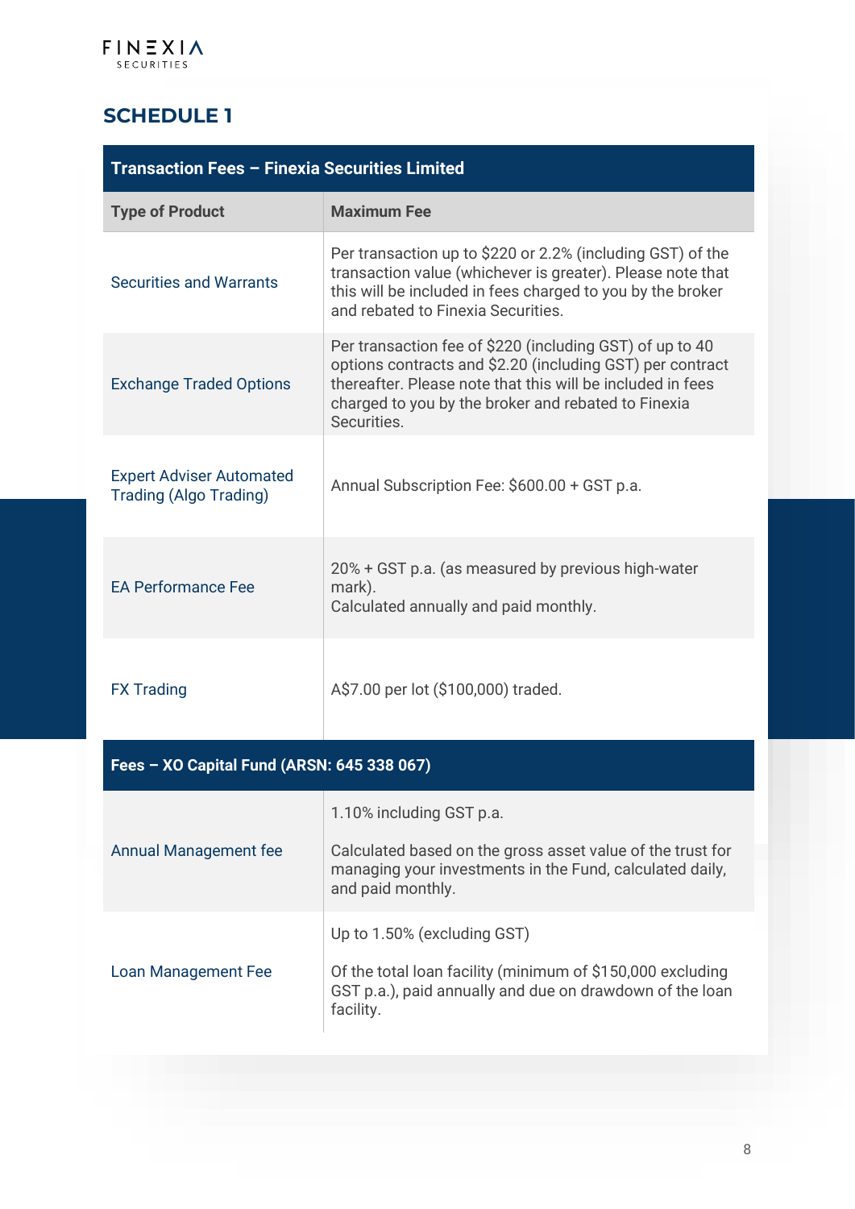## SCHEDULE 1

| Transaction Fees – Finexia Securities Limited | |
|---|---|
| **Type of Product** | **Maximum Fee** |
| Securities and Warrants | Per transaction up to $220 or 2.2% (including GST) of the transaction value (whichever is greater). Please note that this will be included in fees charged to you by the broker and rebated to Finexia Securities. |
| Exchange Traded Options | Per transaction fee of $220 (including GST) of up to 40 options contracts and $2.20 (including GST) per contract thereafter. Please note that this will be included in fees charged to you by the broker and rebated to Finexia Securities. |
| Expert Adviser Automated Trading (Algo Trading) | Annual Subscription Fee: $600.00 + GST p.a. |
| EA Performance Fee | 20% + GST p.a. (as measured by previous high-water mark).<br>Calculated annually and paid monthly. |
| FX Trading | A$7.00 per lot ($100,000) traded. |
| **Fees – XO Capital Fund (ARSN: 645 338 067)** | |
| Annual Management fee | 1.10% including GST p.a.<br><br>Calculated based on the gross asset value of the trust for managing your investments in the Fund, calculated daily, and paid monthly. |
| Loan Management Fee | Up to 1.50% (excluding GST)<br><br>Of the total loan facility (minimum of $150,000 excluding GST p.a.), paid annually and due on drawdown of the loan facility. |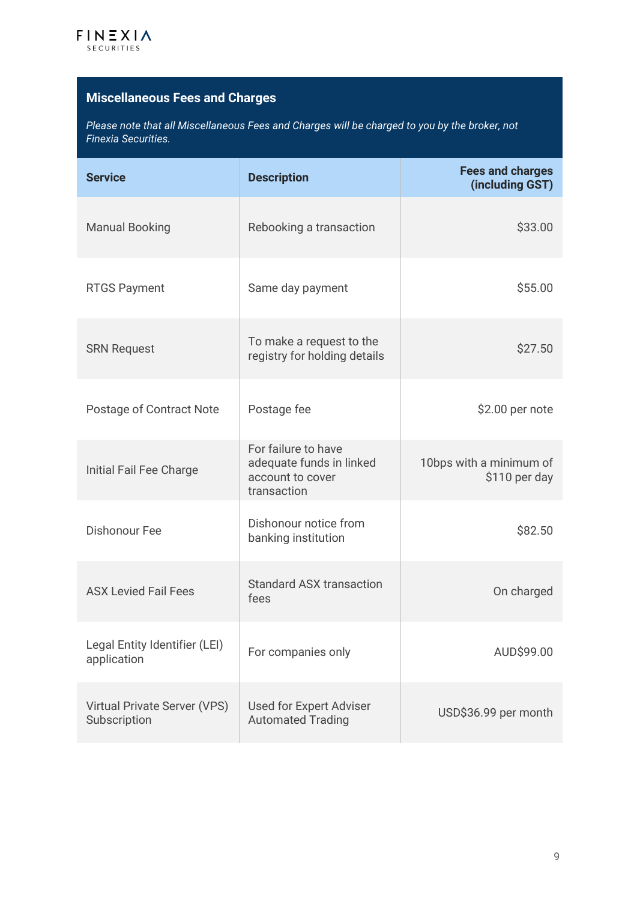## Miscellaneous Fees and Charges

*Please note that all Miscellaneous Fees and Charges will be charged to you by the broker, not Finexia Securities.*

| Service | Description | Fees and charges (including GST) |
|---|---|---|
| Manual Booking | Rebooking a transaction | $33.00 |
| RTGS Payment | Same day payment | $55.00 |
| SRN Request | To make a request to the registry for holding details | $27.50 |
| Postage of Contract Note | Postage fee | $2.00 per note |
| Initial Fail Fee Charge | For failure to have adequate funds in linked account to cover transaction | 10bps with a minimum of $110 per day |
| Dishonour Fee | Dishonour notice from banking institution | $82.50 |
| ASX Levied Fail Fees | Standard ASX transaction fees | On charged |
| Legal Entity Identifier (LEI) application | For companies only | AUD$99.00 |
| Virtual Private Server (VPS) Subscription | Used for Expert Adviser Automated Trading | USD$36.99 per month |